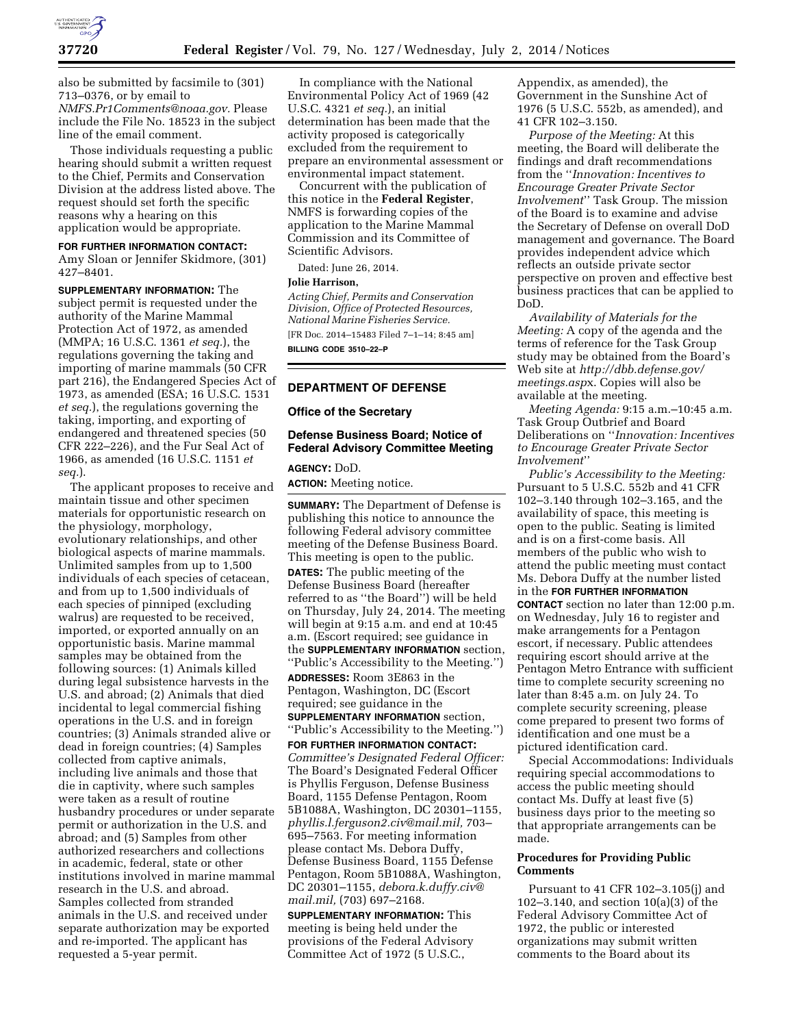also be submitted by facsimile to (301) 713–0376, or by email to *NMFS.Pr1Comments@noaa.gov.* Please include the File No. 18523 in the subject line of the email comment.

Those individuals requesting a public hearing should submit a written request to the Chief, Permits and Conservation Division at the address listed above. The request should set forth the specific reasons why a hearing on this application would be appropriate.

**FOR FURTHER INFORMATION CONTACT:** Amy Sloan or Jennifer Skidmore, (301) 427–8401.

**SUPPLEMENTARY INFORMATION:** The subject permit is requested under the authority of the Marine Mammal Protection Act of 1972, as amended (MMPA; 16 U.S.C. 1361 *et seq.*), the regulations governing the taking and importing of marine mammals (50 CFR part 216), the Endangered Species Act of 1973, as amended (ESA; 16 U.S.C. 1531 *et seq.*), the regulations governing the taking, importing, and exporting of endangered and threatened species (50 CFR 222–226), and the Fur Seal Act of 1966, as amended (16 U.S.C. 1151 *et seq.*).

The applicant proposes to receive and maintain tissue and other specimen materials for opportunistic research on the physiology, morphology, evolutionary relationships, and other biological aspects of marine mammals. Unlimited samples from up to 1,500 individuals of each species of cetacean, and from up to 1,500 individuals of each species of pinniped (excluding walrus) are requested to be received, imported, or exported annually on an opportunistic basis. Marine mammal samples may be obtained from the following sources: (1) Animals killed during legal subsistence harvests in the U.S. and abroad; (2) Animals that died incidental to legal commercial fishing operations in the U.S. and in foreign countries; (3) Animals stranded alive or dead in foreign countries; (4) Samples collected from captive animals, including live animals and those that die in captivity, where such samples were taken as a result of routine husbandry procedures or under separate permit or authorization in the U.S. and abroad; and (5) Samples from other authorized researchers and collections in academic, federal, state or other institutions involved in marine mammal research in the U.S. and abroad. Samples collected from stranded animals in the U.S. and received under separate authorization may be exported and re-imported. The applicant has requested a 5-year permit.

In compliance with the National Environmental Policy Act of 1969 (42 U.S.C. 4321 *et seq.*), an initial determination has been made that the activity proposed is categorically excluded from the requirement to prepare an environmental assessment or environmental impact statement.

Concurrent with the publication of this notice in the **Federal Register**, NMFS is forwarding copies of the application to the Marine Mammal Commission and its Committee of Scientific Advisors.

Dated: June 26, 2014.

**Jolie Harrison,**

*Acting Chief, Permits and Conservation Division, Office of Protected Resources, National Marine Fisheries Service.*

[FR Doc. 2014–15483 Filed 7–1–14; 8:45 am]

**BILLING CODE 3510–22–P**

## DEPARTMENT OF DEFENSE

### Office of the Secretary

### Defense Business Board; Notice of Federal Advisory Committee Meeting

**AGENCY:** DoD.

**ACTION:** Meeting notice.

**SUMMARY:** The Department of Defense is publishing this notice to announce the following Federal advisory committee meeting of the Defense Business Board. This meeting is open to the public.

**DATES:** The public meeting of the Defense Business Board (hereafter referred to as ''the Board'') will be held on Thursday, July 24, 2014. The meeting will begin at 9:15 a.m. and end at 10:45 a.m. (Escort required; see guidance in the **SUPPLEMENTARY INFORMATION** section, ''Public's Accessibility to the Meeting.'')

**ADDRESSES:** Room 3E863 in the Pentagon, Washington, DC (Escort required; see guidance in the **SUPPLEMENTARY INFORMATION** section, ''Public's Accessibility to the Meeting.'')

**FOR FURTHER INFORMATION CONTACT:** *Committee's Designated Federal Officer:* The Board's Designated Federal Officer is Phyllis Ferguson, Defense Business Board, 1155 Defense Pentagon, Room 5B1088A, Washington, DC 20301–1155, *phyllis.l.ferguson2.civ@mail.mil,* 703–695–7563. For meeting information please contact Ms. Debora Duffy, Defense Business Board, 1155 Defense Pentagon, Room 5B1088A, Washington, DC 20301–1155, *debora.k.duffy.civ@mail.mil,* (703) 697–2168.

**SUPPLEMENTARY INFORMATION:** This meeting is being held under the provisions of the Federal Advisory Committee Act of 1972 (5 U.S.C., Appendix, as amended), the Government in the Sunshine Act of 1976 (5 U.S.C. 552b, as amended), and 41 CFR 102–3.150.

*Purpose of the Meeting:* At this meeting, the Board will deliberate the findings and draft recommendations from the ''*Innovation: Incentives to Encourage Greater Private Sector Involvement*'' Task Group. The mission of the Board is to examine and advise the Secretary of Defense on overall DoD management and governance. The Board provides independent advice which reflects an outside private sector perspective on proven and effective best business practices that can be applied to DoD.

*Availability of Materials for the Meeting:* A copy of the agenda and the terms of reference for the Task Group study may be obtained from the Board's Web site at *http://dbb.defense.gov/meetings.aspx*. Copies will also be available at the meeting.

*Meeting Agenda:* 9:15 a.m.–10:45 a.m. Task Group Outbrief and Board Deliberations on ''*Innovation: Incentives to Encourage Greater Private Sector Involvement*''

*Public's Accessibility to the Meeting:* Pursuant to 5 U.S.C. 552b and 41 CFR 102–3.140 through 102–3.165, and the availability of space, this meeting is open to the public. Seating is limited and is on a first-come basis. All members of the public who wish to attend the public meeting must contact Ms. Debora Duffy at the number listed in the **FOR FURTHER INFORMATION CONTACT** section no later than 12:00 p.m. on Wednesday, July 16 to register and make arrangements for a Pentagon escort, if necessary. Public attendees requiring escort should arrive at the Pentagon Metro Entrance with sufficient time to complete security screening no later than 8:45 a.m. on July 24. To complete security screening, please come prepared to present two forms of identification and one must be a pictured identification card.

Special Accommodations: Individuals requiring special accommodations to access the public meeting should contact Ms. Duffy at least five (5) business days prior to the meeting so that appropriate arrangements can be made.

#### Procedures for Providing Public Comments

Pursuant to 41 CFR 102–3.105(j) and 102–3.140, and section 10(a)(3) of the Federal Advisory Committee Act of 1972, the public or interested organizations may submit written comments to the Board about its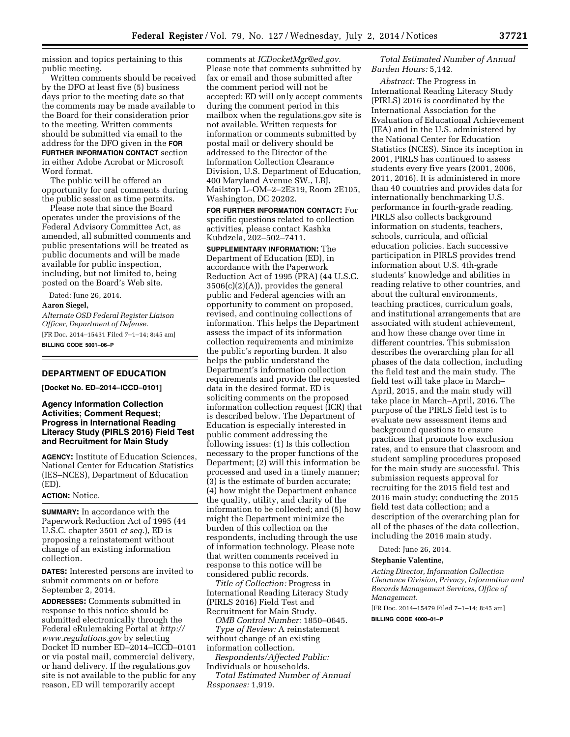mission and topics pertaining to this public meeting.

Written comments should be received by the DFO at least five (5) business days prior to the meeting date so that the comments may be made available to the Board for their consideration prior to the meeting. Written comments should be submitted via email to the address for the DFO given in the **FOR FURTHER INFORMATION CONTACT** section in either Adobe Acrobat or Microsoft Word format.

The public will be offered an opportunity for oral comments during the public session as time permits.

Please note that since the Board operates under the provisions of the Federal Advisory Committee Act, as amended, all submitted comments and public presentations will be treated as public documents and will be made available for public inspection, including, but not limited to, being posted on the Board's Web site.

Dated: June 26, 2014.

**Aaron Siegel,**

*Alternate OSD Federal Register Liaison Officer, Department of Defense.*

[FR Doc. 2014–15431 Filed 7–1–14; 8:45 am]

**BILLING CODE 5001–06–P**

## DEPARTMENT OF EDUCATION

**[Docket No. ED–2014–ICCD–0101]**

### Agency Information Collection Activities; Comment Request; Progress in International Reading Literacy Study (PIRLS 2016) Field Test and Recruitment for Main Study

**AGENCY:** Institute of Education Sciences, National Center for Education Statistics (IES–NCES), Department of Education (ED).

**ACTION:** Notice.

**SUMMARY:** In accordance with the Paperwork Reduction Act of 1995 (44 U.S.C. chapter 3501 *et seq.*), ED is proposing a reinstatement without change of an existing information collection.

**DATES:** Interested persons are invited to submit comments on or before September 2, 2014.

**ADDRESSES:** Comments submitted in response to this notice should be submitted electronically through the Federal eRulemaking Portal at *http://www.regulations.gov* by selecting Docket ID number ED–2014–ICCD–0101 or via postal mail, commercial delivery, or hand delivery. If the regulations.gov site is not available to the public for any reason, ED will temporarily accept comments at *ICDocketMgr@ed.gov*. Please note that comments submitted by fax or email and those submitted after the comment period will not be accepted; ED will only accept comments during the comment period in this mailbox when the regulations.gov site is not available. Written requests for information or comments submitted by postal mail or delivery should be addressed to the Director of the Information Collection Clearance Division, U.S. Department of Education, 400 Maryland Avenue SW., LBJ, Mailstop L–OM–2–2E319, Room 2E105, Washington, DC 20202.

**FOR FURTHER INFORMATION CONTACT:** For specific questions related to collection activities, please contact Kashka Kubdzela, 202–502–7411.

**SUPPLEMENTARY INFORMATION:** The Department of Education (ED), in accordance with the Paperwork Reduction Act of 1995 (PRA) (44 U.S.C. 3506(c)(2)(A)), provides the general public and Federal agencies with an opportunity to comment on proposed, revised, and continuing collections of information. This helps the Department assess the impact of its information collection requirements and minimize the public's reporting burden. It also helps the public understand the Department's information collection requirements and provide the requested data in the desired format. ED is soliciting comments on the proposed information collection request (ICR) that is described below. The Department of Education is especially interested in public comment addressing the following issues: (1) Is this collection necessary to the proper functions of the Department; (2) will this information be processed and used in a timely manner; (3) is the estimate of burden accurate; (4) how might the Department enhance the quality, utility, and clarity of the information to be collected; and (5) how might the Department minimize the burden of this collection on the respondents, including through the use of information technology. Please note that written comments received in response to this notice will be considered public records.

*Title of Collection:* Progress in International Reading Literacy Study (PIRLS 2016) Field Test and Recruitment for Main Study.

*OMB Control Number:* 1850–0645.

*Type of Review:* A reinstatement without change of an existing information collection.

*Respondents/Affected Public:* Individuals or households.

*Total Estimated Number of Annual Responses:* 1,919.

*Total Estimated Number of Annual Burden Hours:* 5,142.

*Abstract:* The Progress in International Reading Literacy Study (PIRLS) 2016 is coordinated by the International Association for the Evaluation of Educational Achievement (IEA) and in the U.S. administered by the National Center for Education Statistics (NCES). Since its inception in 2001, PIRLS has continued to assess students every five years (2001, 2006, 2011, 2016). It is administered in more than 40 countries and provides data for internationally benchmarking U.S. performance in fourth-grade reading. PIRLS also collects background information on students, teachers, schools, curricula, and official education policies. Each successive participation in PIRLS provides trend information about U.S. 4th-grade students' knowledge and abilities in reading relative to other countries, and about the cultural environments, teaching practices, curriculum goals, and institutional arrangements that are associated with student achievement, and how these change over time in different countries. This submission describes the overarching plan for all phases of the data collection, including the field test and the main study. The field test will take place in March–April, 2015, and the main study will take place in March–April, 2016. The purpose of the PIRLS field test is to evaluate new assessment items and background questions to ensure practices that promote low exclusion rates, and to ensure that classroom and student sampling procedures proposed for the main study are successful. This submission requests approval for recruiting for the 2015 field test and 2016 main study; conducting the 2015 field test data collection; and a description of the overarching plan for all of the phases of the data collection, including the 2016 main study.

Dated: June 26, 2014.

**Stephanie Valentine,**

*Acting Director, Information Collection Clearance Division, Privacy, Information and Records Management Services, Office of Management.*

[FR Doc. 2014–15479 Filed 7–1–14; 8:45 am]

**BILLING CODE 4000–01–P**